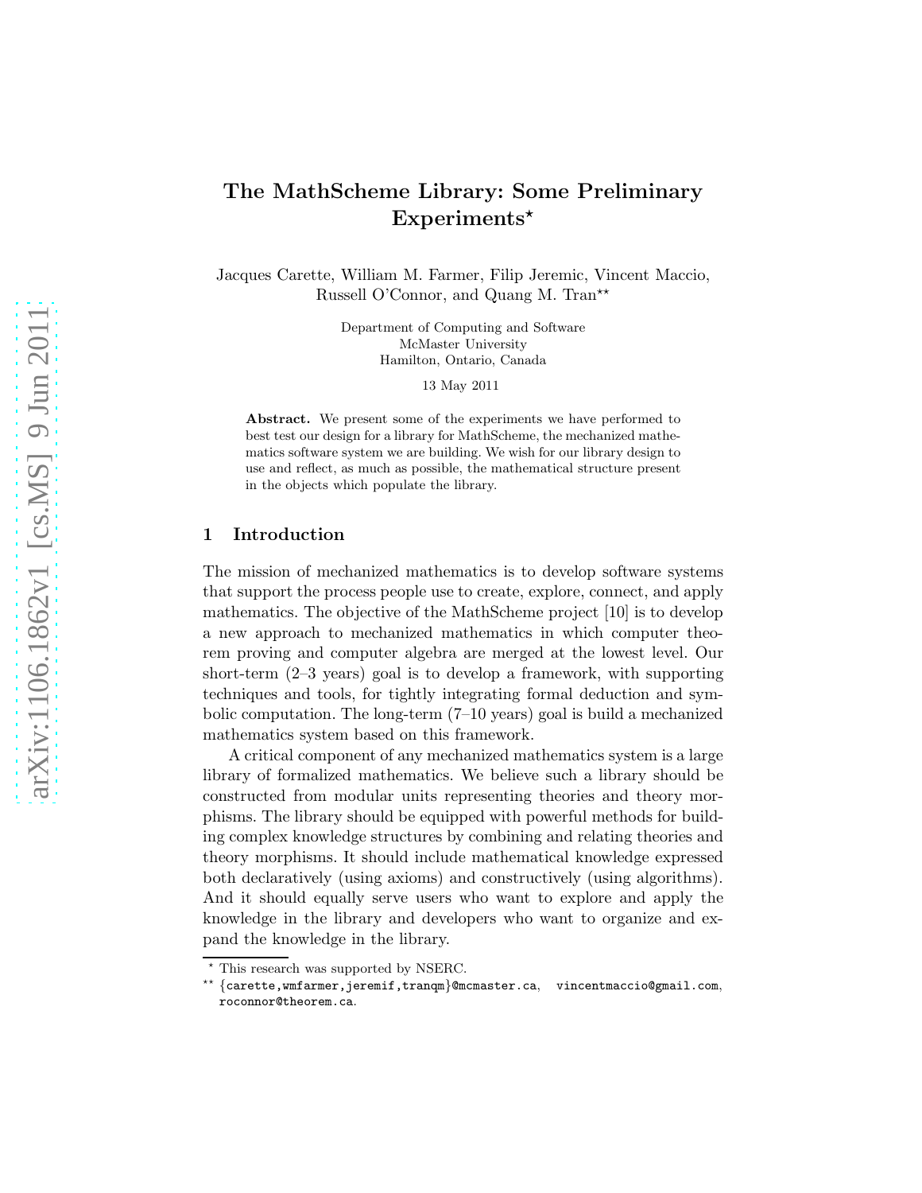# The MathScheme Library: Some Preliminary Experiments*

Jacques Carette, William M. Farmer, Filip Jeremic, Vincent Maccio, Russell O'Connor, and Quang M. Tran**

Department of Computing and Software
McMaster University
Hamilton, Ontario, Canada

13 May 2011

**Abstract.** We present some of the experiments we have performed to best test our design for a library for MathScheme, the mechanized mathematics software system we are building. We wish for our library design to use and reflect, as much as possible, the mathematical structure present in the objects which populate the library.

## 1 Introduction

The mission of mechanized mathematics is to develop software systems that support the process people use to create, explore, connect, and apply mathematics. The objective of the MathScheme project [10] is to develop a new approach to mechanized mathematics in which computer theorem proving and computer algebra are merged at the lowest level. Our short-term (2–3 years) goal is to develop a framework, with supporting techniques and tools, for tightly integrating formal deduction and symbolic computation. The long-term (7–10 years) goal is build a mechanized mathematics system based on this framework.

A critical component of any mechanized mathematics system is a large library of formalized mathematics. We believe such a library should be constructed from modular units representing theories and theory morphisms. The library should be equipped with powerful methods for building complex knowledge structures by combining and relating theories and theory morphisms. It should include mathematical knowledge expressed both declaratively (using axioms) and constructively (using algorithms). And it should equally serve users who want to explore and apply the knowledge in the library and developers who want to organize and expand the knowledge in the library.

---

* This research was supported by NSERC.

** {carette,wmfarmer,jeremif,tranqm}@mcmaster.ca, vincentmaccio@gmail.com, roconnor@theorem.ca.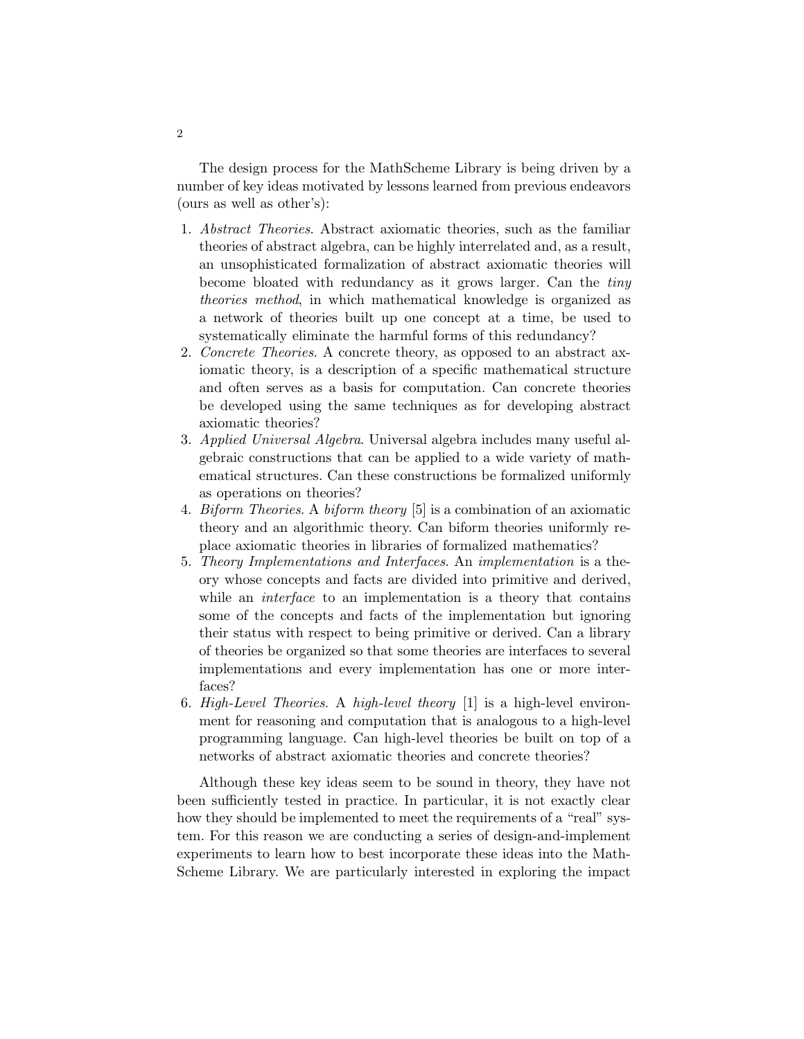The design process for the MathScheme Library is being driven by a number of key ideas motivated by lessons learned from previous endeavors (ours as well as other's):

1. *Abstract Theories*. Abstract axiomatic theories, such as the familiar theories of abstract algebra, can be highly interrelated and, as a result, an unsophisticated formalization of abstract axiomatic theories will become bloated with redundancy as it grows larger. Can the *tiny theories method*, in which mathematical knowledge is organized as a network of theories built up one concept at a time, be used to systematically eliminate the harmful forms of this redundancy?
2. *Concrete Theories*. A concrete theory, as opposed to an abstract axiomatic theory, is a description of a specific mathematical structure and often serves as a basis for computation. Can concrete theories be developed using the same techniques as for developing abstract axiomatic theories?
3. *Applied Universal Algebra*. Universal algebra includes many useful algebraic constructions that can be applied to a wide variety of mathematical structures. Can these constructions be formalized uniformly as operations on theories?
4. *Biform Theories*. A *biform theory* [5] is a combination of an axiomatic theory and an algorithmic theory. Can biform theories uniformly replace axiomatic theories in libraries of formalized mathematics?
5. *Theory Implementations and Interfaces*. An *implementation* is a theory whose concepts and facts are divided into primitive and derived, while an *interface* to an implementation is a theory that contains some of the concepts and facts of the implementation but ignoring their status with respect to being primitive or derived. Can a library of theories be organized so that some theories are interfaces to several implementations and every implementation has one or more interfaces?
6. *High-Level Theories*. A *high-level theory* [1] is a high-level environment for reasoning and computation that is analogous to a high-level programming language. Can high-level theories be built on top of a networks of abstract axiomatic theories and concrete theories?

Although these key ideas seem to be sound in theory, they have not been sufficiently tested in practice. In particular, it is not exactly clear how they should be implemented to meet the requirements of a "real" system. For this reason we are conducting a series of design-and-implement experiments to learn how to best incorporate these ideas into the MathScheme Library. We are particularly interested in exploring the impact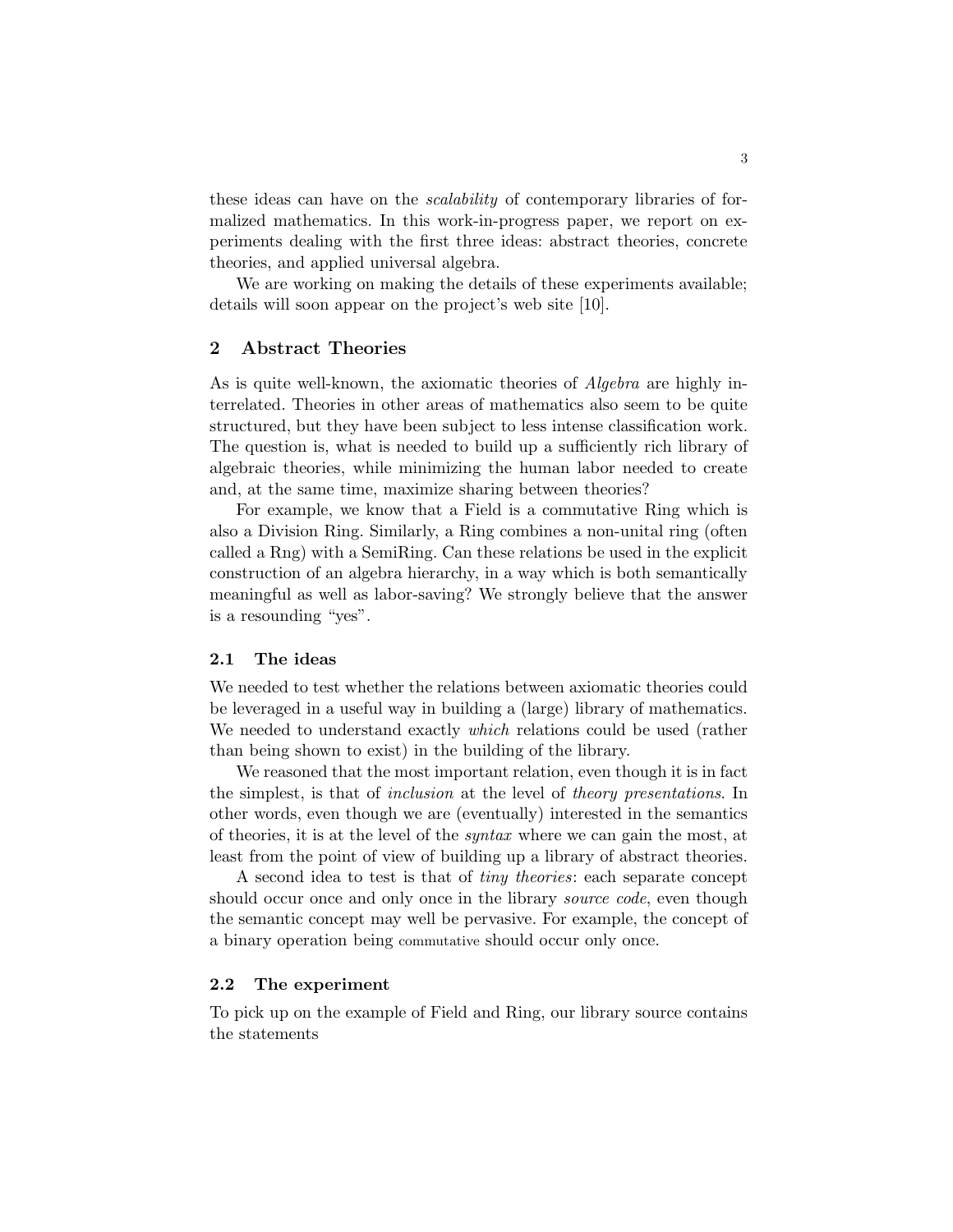these ideas can have on the *scalability* of contemporary libraries of formalized mathematics. In this work-in-progress paper, we report on experiments dealing with the first three ideas: abstract theories, concrete theories, and applied universal algebra.

We are working on making the details of these experiments available; details will soon appear on the project's web site [10].

## 2 Abstract Theories

As is quite well-known, the axiomatic theories of *Algebra* are highly interrelated. Theories in other areas of mathematics also seem to be quite structured, but they have been subject to less intense classification work. The question is, what is needed to build up a sufficiently rich library of algebraic theories, while minimizing the human labor needed to create and, at the same time, maximize sharing between theories?

For example, we know that a Field is a commutative Ring which is also a Division Ring. Similarly, a Ring combines a non-unital ring (often called a Rng) with a SemiRing. Can these relations be used in the explicit construction of an algebra hierarchy, in a way which is both semantically meaningful as well as labor-saving? We strongly believe that the answer is a resounding "yes".

### 2.1 The ideas

We needed to test whether the relations between axiomatic theories could be leveraged in a useful way in building a (large) library of mathematics. We needed to understand exactly *which* relations could be used (rather than being shown to exist) in the building of the library.

We reasoned that the most important relation, even though it is in fact the simplest, is that of *inclusion* at the level of *theory presentations*. In other words, even though we are (eventually) interested in the semantics of theories, it is at the level of the *syntax* where we can gain the most, at least from the point of view of building up a library of abstract theories.

A second idea to test is that of *tiny theories*: each separate concept should occur once and only once in the library *source code*, even though the semantic concept may well be pervasive. For example, the concept of a binary operation being commutative should occur only once.

### 2.2 The experiment

To pick up on the example of Field and Ring, our library source contains the statements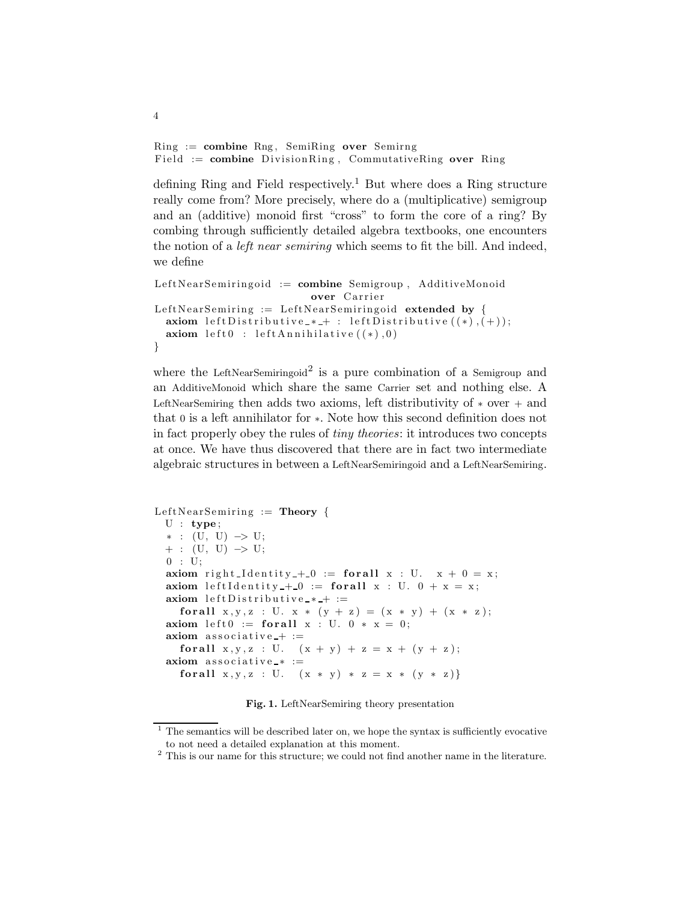```
Ring := combine Rng, SemiRing over Semirng
Field := combine DivisionRing, CommutativeRing over Ring
```

defining Ring and Field respectively.[1] But where does a Ring structure really come from? More precisely, where do a (multiplicative) semigroup and an (additive) monoid first "cross" to form the core of a ring? By combing through sufficiently detailed algebra textbooks, one encounters the notion of a *left near semiring* which seems to fit the bill. And indeed, we define

```
LeftNearSemiringoid := combine Semigroup, AdditiveMonoid
                           over Carrier
LeftNearSemiring := LeftNearSemiringoid extended by {
  axiom leftDistributive_*_+ : leftDistributive((*),(+));
  axiom left0 : leftAnnihilative((*),0)
}
```

where the LeftNearSemiringoid[2] is a pure combination of a Semigroup and an AdditiveMonoid which share the same Carrier set and nothing else. A LeftNearSemiring then adds two axioms, left distributivity of $*$ over $+$ and that 0 is a left annihilator for $*$. Note how this second definition does not in fact properly obey the rules of *tiny theories*: it introduces two concepts at once. We have thus discovered that there are in fact two intermediate algebraic structures in between a LeftNearSemiringoid and a LeftNearSemiring.

```
LeftNearSemiring := Theory {
  U : type;
  * : (U, U) -> U;
  + : (U, U) -> U;
  0 : U;
  axiom right_Identity_+_0 := forall x : U.  x + 0 = x;
  axiom leftIdentity_+_0 := forall x : U. 0 + x = x;
  axiom leftDistributive_*_+ :=
    forall x,y,z : U. x * (y + z) = (x * y) + (x * z);
  axiom left0 := forall x : U. 0 * x = 0;
  axiom associative_+ :=
    forall x,y,z : U.  (x + y) + z = x + (y + z);
  axiom associative_* :=
    forall x,y,z : U.  (x * y) * z = x * (y * z)}
```

**Fig. 1.** LeftNearSemiring theory presentation

[1] The semantics will be described later on, we hope the syntax is sufficiently evocative to not need a detailed explanation at this moment.

[2] This is our name for this structure; we could not find another name in the literature.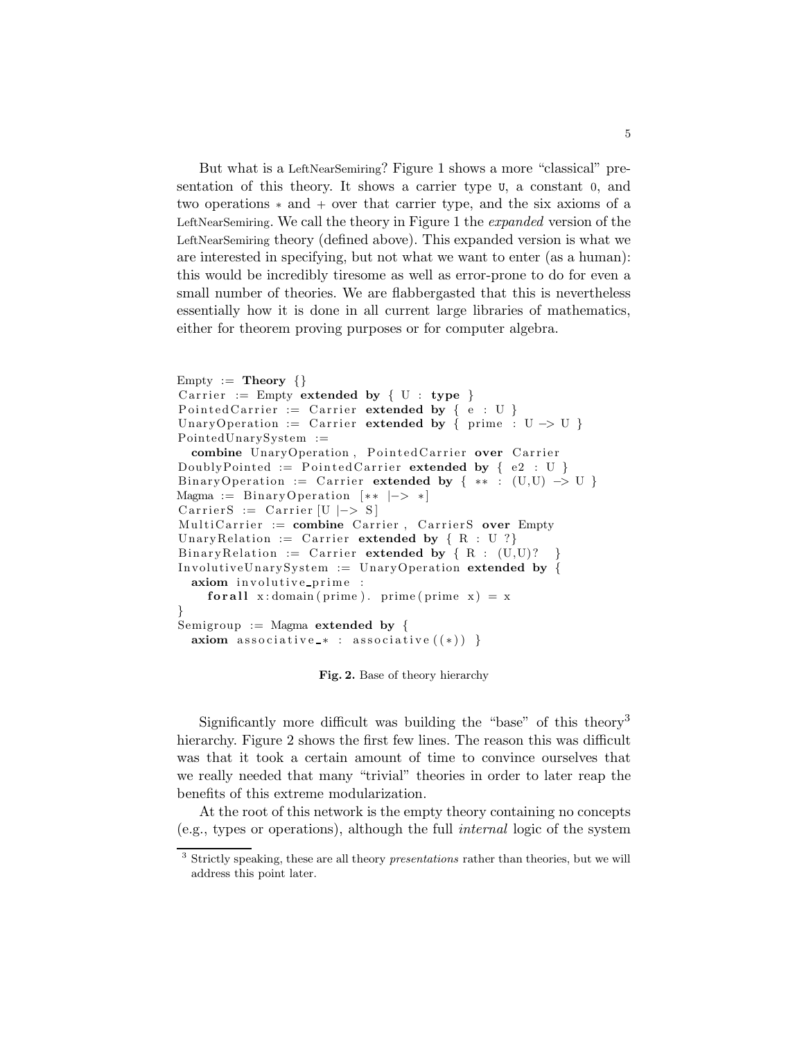But what is a LeftNearSemiring? Figure 1 shows a more "classical" presentation of this theory. It shows a carrier type `U`, a constant `0`, and two operations $*$ and $+$ over that carrier type, and the six axioms of a LeftNearSemiring. We call the theory in Figure 1 the *expanded* version of the LeftNearSemiring theory (defined above). This expanded version is what we are interested in specifying, but not what we want to enter (as a human): this would be incredibly tiresome as well as error-prone to do for even a small number of theories. We are flabbergasted that this is nevertheless essentially how it is done in all current large libraries of mathematics, either for theorem proving purposes or for computer algebra.

```
Empty := Theory {}
Carrier := Empty extended by { U : type }
PointedCarrier := Carrier extended by { e : U }
UnaryOperation := Carrier extended by { prime : U -> U }
PointedUnarySystem :=
  combine UnaryOperation, PointedCarrier over Carrier
DoublyPointed := PointedCarrier extended by { e2 : U }
BinaryOperation := Carrier extended by { ** : (U,U) -> U }
Magma := BinaryOperation [** |-> *]
CarrierS := Carrier[U |-> S]
MultiCarrier := combine Carrier, CarrierS over Empty
UnaryRelation := Carrier extended by { R : U ?}
BinaryRelation := Carrier extended by { R : (U,U)?  }
InvolutiveUnarySystem := UnaryOperation extended by {
  axiom involutive_prime :
    forall x:domain(prime). prime(prime x) = x
}
Semigroup := Magma extended by {
  axiom associative_* : associative((*)) }
```

**Fig. 2.** Base of theory hierarchy

Significantly more difficult was building the "base" of this theory[3] hierarchy. Figure 2 shows the first few lines. The reason this was difficult was that it took a certain amount of time to convince ourselves that we really needed that many "trivial" theories in order to later reap the benefits of this extreme modularization.

At the root of this network is the empty theory containing no concepts (e.g., types or operations), although the full *internal* logic of the system

[3] Strictly speaking, these are all theory *presentations* rather than theories, but we will address this point later.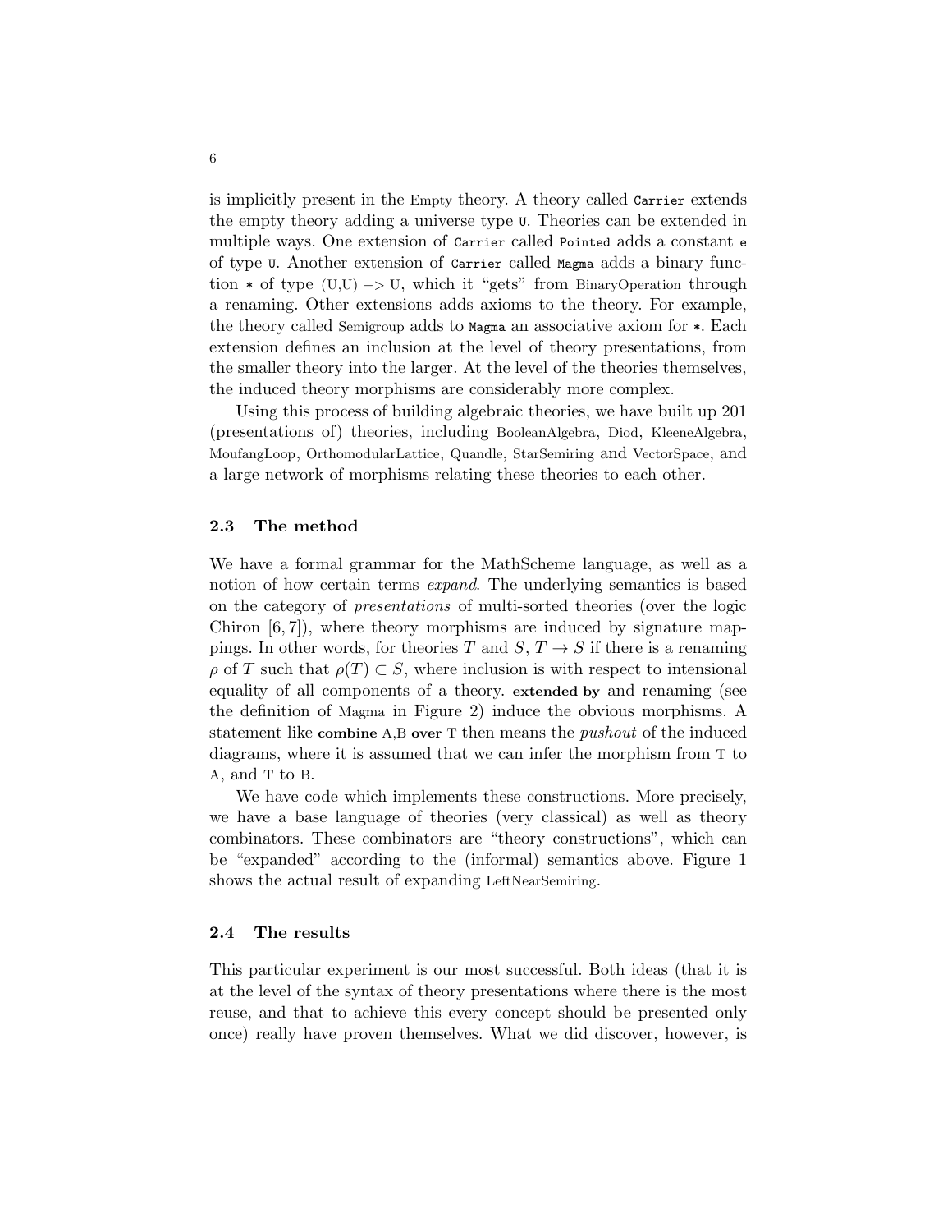is implicitly present in the Empty theory. A theory called `Carrier` extends the empty theory adding a universe type `U`. Theories can be extended in multiple ways. One extension of `Carrier` called `Pointed` adds a constant `e` of type `U`. Another extension of `Carrier` called `Magma` adds a binary function `*` of type (U,U) –> U, which it "gets" from BinaryOperation through a renaming. Other extensions adds axioms to the theory. For example, the theory called Semigroup adds to `Magma` an associative axiom for `*`. Each extension defines an inclusion at the level of theory presentations, from the smaller theory into the larger. At the level of the theories themselves, the induced theory morphisms are considerably more complex.

Using this process of building algebraic theories, we have built up 201 (presentations of) theories, including BooleanAlgebra, Diod, KleeneAlgebra, MoufangLoop, OrthomodularLattice, Quandle, StarSemiring and VectorSpace, and a large network of morphisms relating these theories to each other.

### 2.3 The method

We have a formal grammar for the MathScheme language, as well as a notion of how certain terms *expand*. The underlying semantics is based on the category of *presentations* of multi-sorted theories (over the logic Chiron [6, 7]), where theory morphisms are induced by signature mappings. In other words, for theories $T$ and $S$, $T \rightarrow S$ if there is a renaming $\rho$ of $T$ such that $\rho(T) \subset S$, where inclusion is with respect to intensional equality of all components of a theory. **extended by** and renaming (see the definition of Magma in Figure 2) induce the obvious morphisms. A statement like **combine** A,B **over** T then means the *pushout* of the induced diagrams, where it is assumed that we can infer the morphism from T to A, and T to B.

We have code which implements these constructions. More precisely, we have a base language of theories (very classical) as well as theory combinators. These combinators are "theory constructions", which can be "expanded" according to the (informal) semantics above. Figure 1 shows the actual result of expanding LeftNearSemiring.

### 2.4 The results

This particular experiment is our most successful. Both ideas (that it is at the level of the syntax of theory presentations where there is the most reuse, and that to achieve this every concept should be presented only once) really have proven themselves. What we did discover, however, is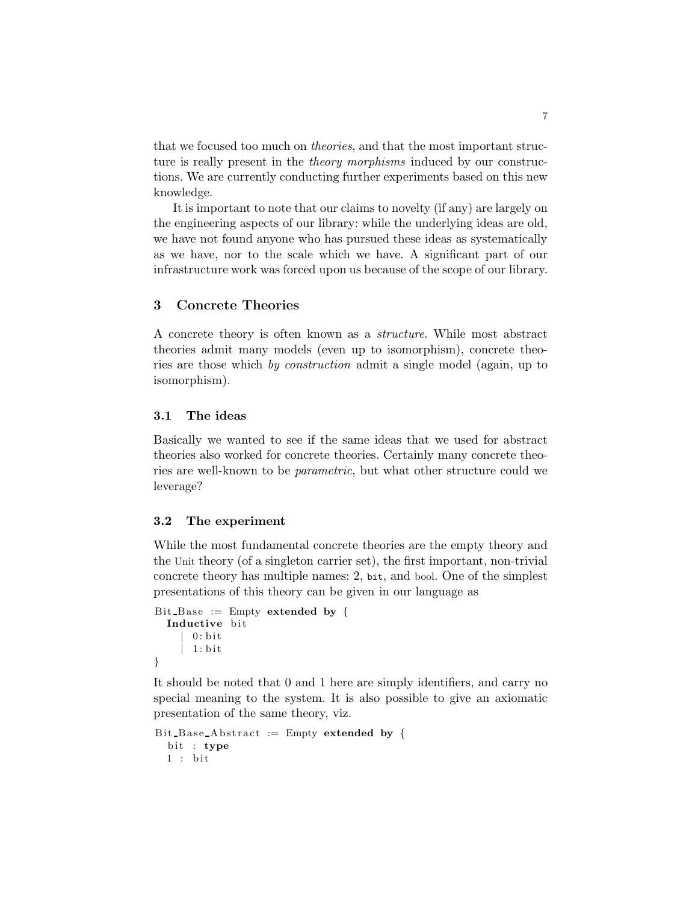that we focused too much on *theories*, and that the most important structure is really present in the *theory morphisms* induced by our constructions. We are currently conducting further experiments based on this new knowledge.

It is important to note that our claims to novelty (if any) are largely on the engineering aspects of our library: while the underlying ideas are old, we have not found anyone who has pursued these ideas as systematically as we have, nor to the scale which we have. A significant part of our infrastructure work was forced upon us because of the scope of our library.

## 3 Concrete Theories

A concrete theory is often known as a *structure*. While most abstract theories admit many models (even up to isomorphism), concrete theories are those which *by construction* admit a single model (again, up to isomorphism).

### 3.1 The ideas

Basically we wanted to see if the same ideas that we used for abstract theories also worked for concrete theories. Certainly many concrete theories are well-known to be *parametric*, but what other structure could we leverage?

### 3.2 The experiment

While the most fundamental concrete theories are the empty theory and the Unit theory (of a singleton carrier set), the first important, non-trivial concrete theory has multiple names: 2, `bit`, and bool. One of the simplest presentations of this theory can be given in our language as

```
Bit_Base := Empty extended by {
  Inductive bit
    | 0:bit
    | 1:bit
}
```

It should be noted that 0 and 1 here are simply identifiers, and carry no special meaning to the system. It is also possible to give an axiomatic presentation of the same theory, viz.

```
Bit_Base_Abstract := Empty extended by {
  bit : type
  1 : bit
```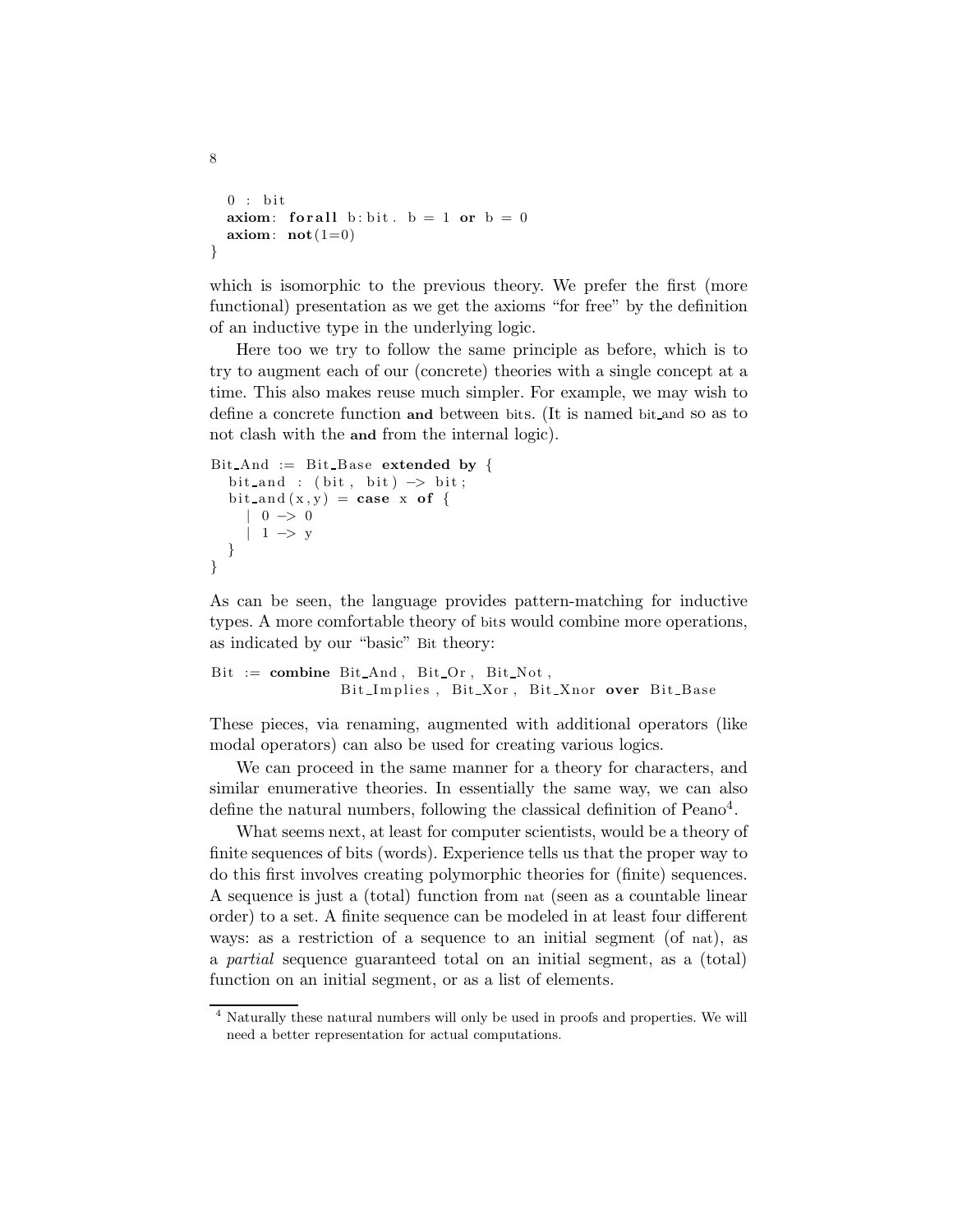```
  0 : bit
  axiom: forall b:bit. b = 1 or b = 0
  axiom: not(1=0)
}
```

which is isomorphic to the previous theory. We prefer the first (more functional) presentation as we get the axioms "for free" by the definition of an inductive type in the underlying logic.

Here too we try to follow the same principle as before, which is to try to augment each of our (concrete) theories with a single concept at a time. This also makes reuse much simpler. For example, we may wish to define a concrete function **and** between bits. (It is named bit_and so as to not clash with the **and** from the internal logic).

```
Bit_And := Bit_Base extended by {
  bit_and : (bit, bit) -> bit;
  bit_and(x,y) = case x of {
    | 0 -> 0
    | 1 -> y
  }
}
```

As can be seen, the language provides pattern-matching for inductive types. A more comfortable theory of bits would combine more operations, as indicated by our "basic" Bit theory:

```
Bit := combine Bit_And, Bit_Or, Bit_Not,
               Bit_Implies, Bit_Xor, Bit_Xnor over Bit_Base
```

These pieces, via renaming, augmented with additional operators (like modal operators) can also be used for creating various logics.

We can proceed in the same manner for a theory for characters, and similar enumerative theories. In essentially the same way, we can also define the natural numbers, following the classical definition of Peano[4].

What seems next, at least for computer scientists, would be a theory of finite sequences of bits (words). Experience tells us that the proper way to do this first involves creating polymorphic theories for (finite) sequences. A sequence is just a (total) function from nat (seen as a countable linear order) to a set. A finite sequence can be modeled in at least four different ways: as a restriction of a sequence to an initial segment (of nat), as a *partial* sequence guaranteed total on an initial segment, as a (total) function on an initial segment, or as a list of elements.

[4] Naturally these natural numbers will only be used in proofs and properties. We will need a better representation for actual computations.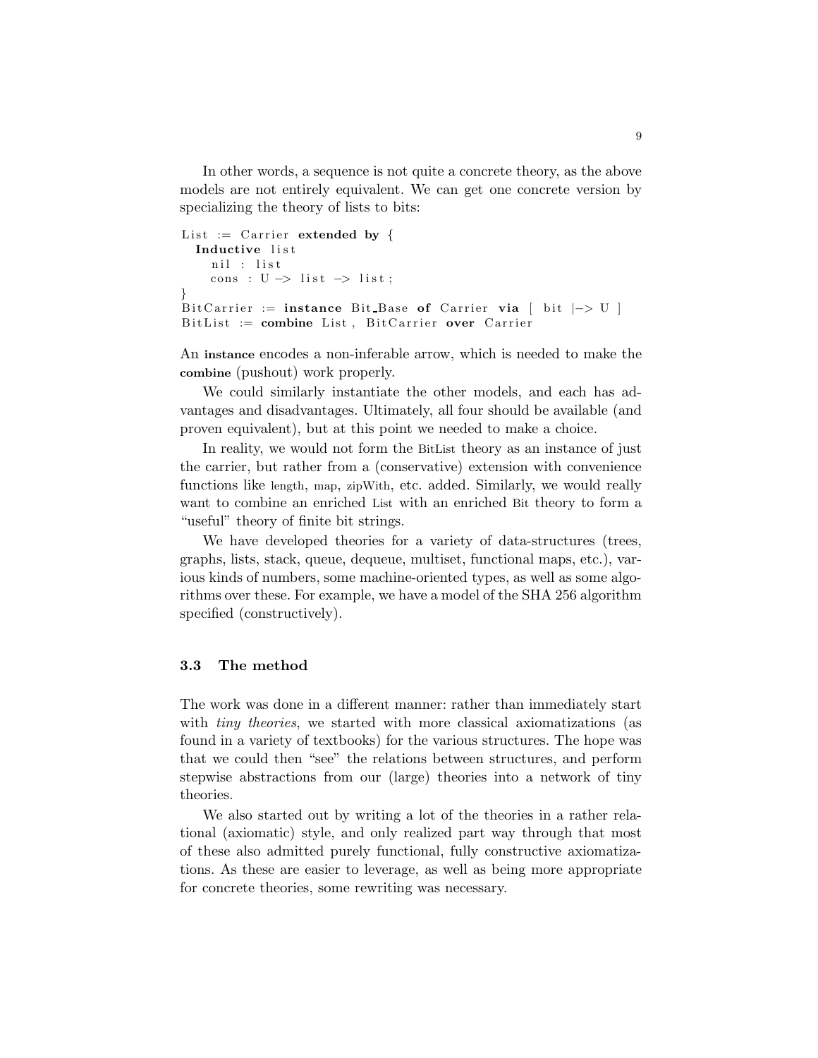In other words, a sequence is not quite a concrete theory, as the above models are not entirely equivalent. We can get one concrete version by specializing the theory of lists to bits:

```
List := Carrier extended by {
  Inductive list
    nil : list
    cons : U -> list -> list;
}
BitCarrier := instance Bit_Base of Carrier via [ bit |-> U ]
BitList := combine List, BitCarrier over Carrier
```

An **instance** encodes a non-inferable arrow, which is needed to make the **combine** (pushout) work properly.

We could similarly instantiate the other models, and each has advantages and disadvantages. Ultimately, all four should be available (and proven equivalent), but at this point we needed to make a choice.

In reality, we would not form the BitList theory as an instance of just the carrier, but rather from a (conservative) extension with convenience functions like length, map, zipWith, etc. added. Similarly, we would really want to combine an enriched List with an enriched Bit theory to form a "useful" theory of finite bit strings.

We have developed theories for a variety of data-structures (trees, graphs, lists, stack, queue, dequeue, multiset, functional maps, etc.), various kinds of numbers, some machine-oriented types, as well as some algorithms over these. For example, we have a model of the SHA 256 algorithm specified (constructively).

### 3.3 The method

The work was done in a different manner: rather than immediately start with *tiny theories*, we started with more classical axiomatizations (as found in a variety of textbooks) for the various structures. The hope was that we could then "see" the relations between structures, and perform stepwise abstractions from our (large) theories into a network of tiny theories.

We also started out by writing a lot of the theories in a rather relational (axiomatic) style, and only realized part way through that most of these also admitted purely functional, fully constructive axiomatizations. As these are easier to leverage, as well as being more appropriate for concrete theories, some rewriting was necessary.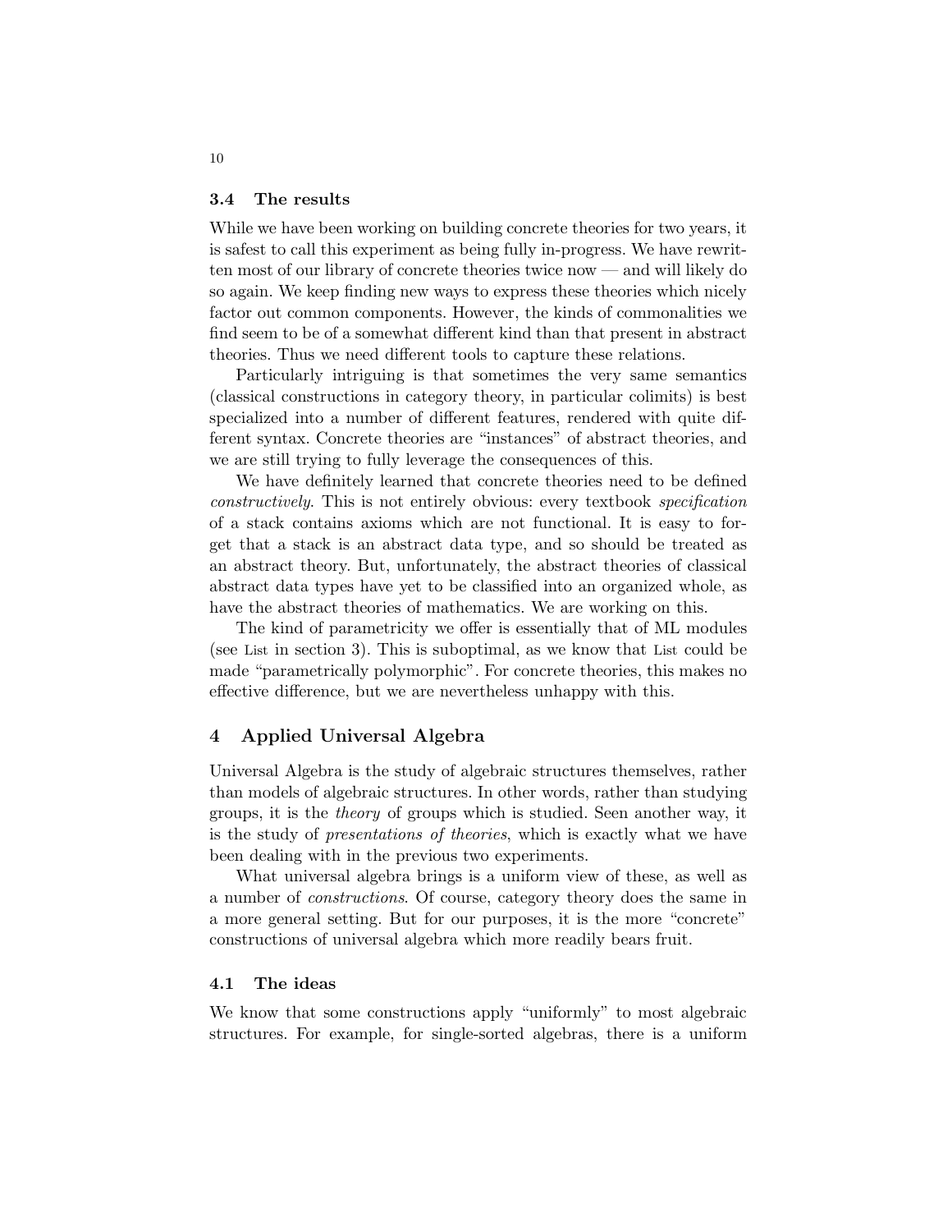### 3.4 The results

While we have been working on building concrete theories for two years, it is safest to call this experiment as being fully in-progress. We have rewritten most of our library of concrete theories twice now — and will likely do so again. We keep finding new ways to express these theories which nicely factor out common components. However, the kinds of commonalities we find seem to be of a somewhat different kind than that present in abstract theories. Thus we need different tools to capture these relations.

Particularly intriguing is that sometimes the very same semantics (classical constructions in category theory, in particular colimits) is best specialized into a number of different features, rendered with quite different syntax. Concrete theories are "instances" of abstract theories, and we are still trying to fully leverage the consequences of this.

We have definitely learned that concrete theories need to be defined *constructively*. This is not entirely obvious: every textbook *specification* of a stack contains axioms which are not functional. It is easy to forget that a stack is an abstract data type, and so should be treated as an abstract theory. But, unfortunately, the abstract theories of classical abstract data types have yet to be classified into an organized whole, as have the abstract theories of mathematics. We are working on this.

The kind of parametricity we offer is essentially that of ML modules (see List in section 3). This is suboptimal, as we know that List could be made "parametrically polymorphic". For concrete theories, this makes no effective difference, but we are nevertheless unhappy with this.

## 4 Applied Universal Algebra

Universal Algebra is the study of algebraic structures themselves, rather than models of algebraic structures. In other words, rather than studying groups, it is the *theory* of groups which is studied. Seen another way, it is the study of *presentations of theories*, which is exactly what we have been dealing with in the previous two experiments.

What universal algebra brings is a uniform view of these, as well as a number of *constructions*. Of course, category theory does the same in a more general setting. But for our purposes, it is the more "concrete" constructions of universal algebra which more readily bears fruit.

### 4.1 The ideas

We know that some constructions apply "uniformly" to most algebraic structures. For example, for single-sorted algebras, there is a uniform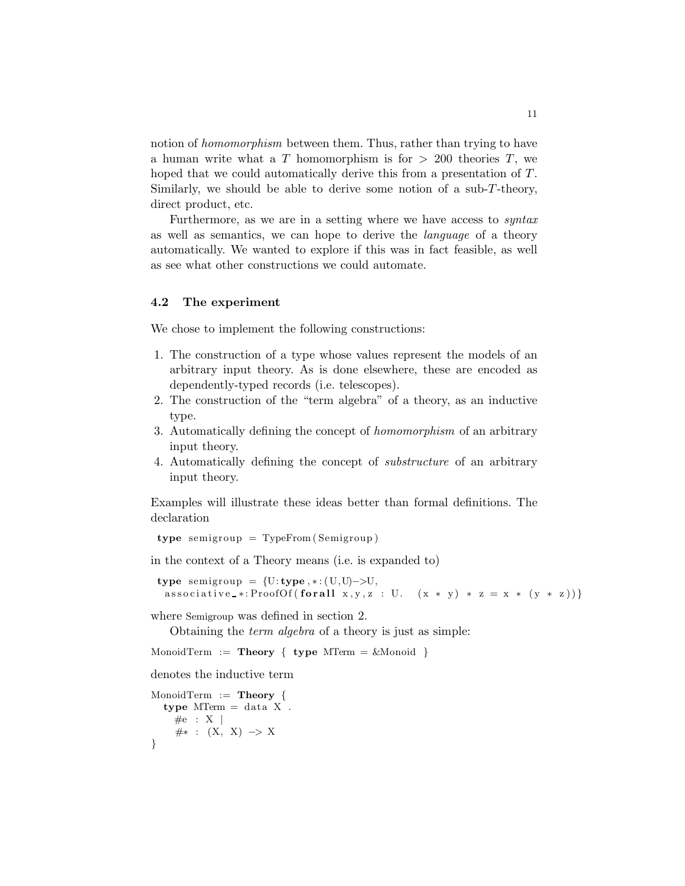notion of *homomorphism* between them. Thus, rather than trying to have a human write what a $T$ homomorphism is for $> 200$ theories $T$, we hoped that we could automatically derive this from a presentation of $T$. Similarly, we should be able to derive some notion of a sub-$T$-theory, direct product, etc.

Furthermore, as we are in a setting where we have access to *syntax* as well as semantics, we can hope to derive the *language* of a theory automatically. We wanted to explore if this was in fact feasible, as well as see what other constructions we could automate.

### 4.2 The experiment

We chose to implement the following constructions:

1. The construction of a type whose values represent the models of an arbitrary input theory. As is done elsewhere, these are encoded as dependently-typed records (i.e. telescopes).
2. The construction of the "term algebra" of a theory, as an inductive type.
3. Automatically defining the concept of *homomorphism* of an arbitrary input theory.
4. Automatically defining the concept of *substructure* of an arbitrary input theory.

Examples will illustrate these ideas better than formal definitions. The declaration

```
type semigroup = TypeFrom(Semigroup)
```

in the context of a Theory means (i.e. is expanded to)

```
type semigroup = {U:type, *:(U,U)->U,
  associative_*:ProofOf(forall x,y,z : U.  (x * y) * z = x * (y * z))}
```

where Semigroup was defined in section 2.

Obtaining the *term algebra* of a theory is just as simple:

```
MonoidTerm := Theory { type MTerm = &Monoid }
```

denotes the inductive term

```
MonoidTerm := Theory {
  type MTerm = data X .
    #e : X |
    #* : (X, X) -> X
}
```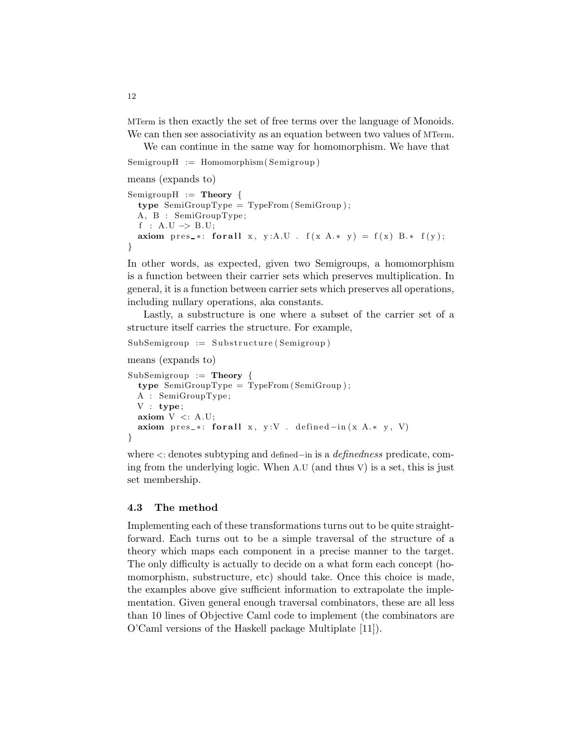MTerm is then exactly the set of free terms over the language of Monoids. We can then see associativity as an equation between two values of MTerm.

We can continue in the same way for homomorphism. We have that

```
SemigroupH := Homomorphism(Semigroup)
```

means (expands to)

```
SemigroupH := Theory {
  type SemiGroupType = TypeFrom(SemiGroup);
  A, B : SemiGroupType;
  f : A.U -> B.U;
  axiom pres_*: forall x, y:A.U . f(x A.* y) = f(x) B.* f(y);
}
```

In other words, as expected, given two Semigroups, a homomorphism is a function between their carrier sets which preserves multiplication. In general, it is a function between carrier sets which preserves all operations, including nullary operations, aka constants.

Lastly, a substructure is one where a subset of the carrier set of a structure itself carries the structure. For example,

```
SubSemigroup := Substructure(Semigroup)
```

means (expands to)

```
SubSemigroup := Theory {
  type SemiGroupType = TypeFrom(SemiGroup);
  A : SemiGroupType;
  V : type;
  axiom V <: A.U;
  axiom pres_*: forall x, y:V . defined-in(x A.* y, V)
}
```

where <: denotes subtyping and defined−in is a *definedness* predicate, coming from the underlying logic. When A.U (and thus V) is a set, this is just set membership.

### 4.3 The method

Implementing each of these transformations turns out to be quite straightforward. Each turns out to be a simple traversal of the structure of a theory which maps each component in a precise manner to the target. The only difficulty is actually to decide on a what form each concept (homomorphism, substructure, etc) should take. Once this choice is made, the examples above give sufficient information to extrapolate the implementation. Given general enough traversal combinators, these are all less than 10 lines of Objective Caml code to implement (the combinators are O'Caml versions of the Haskell package Multiplate [11]).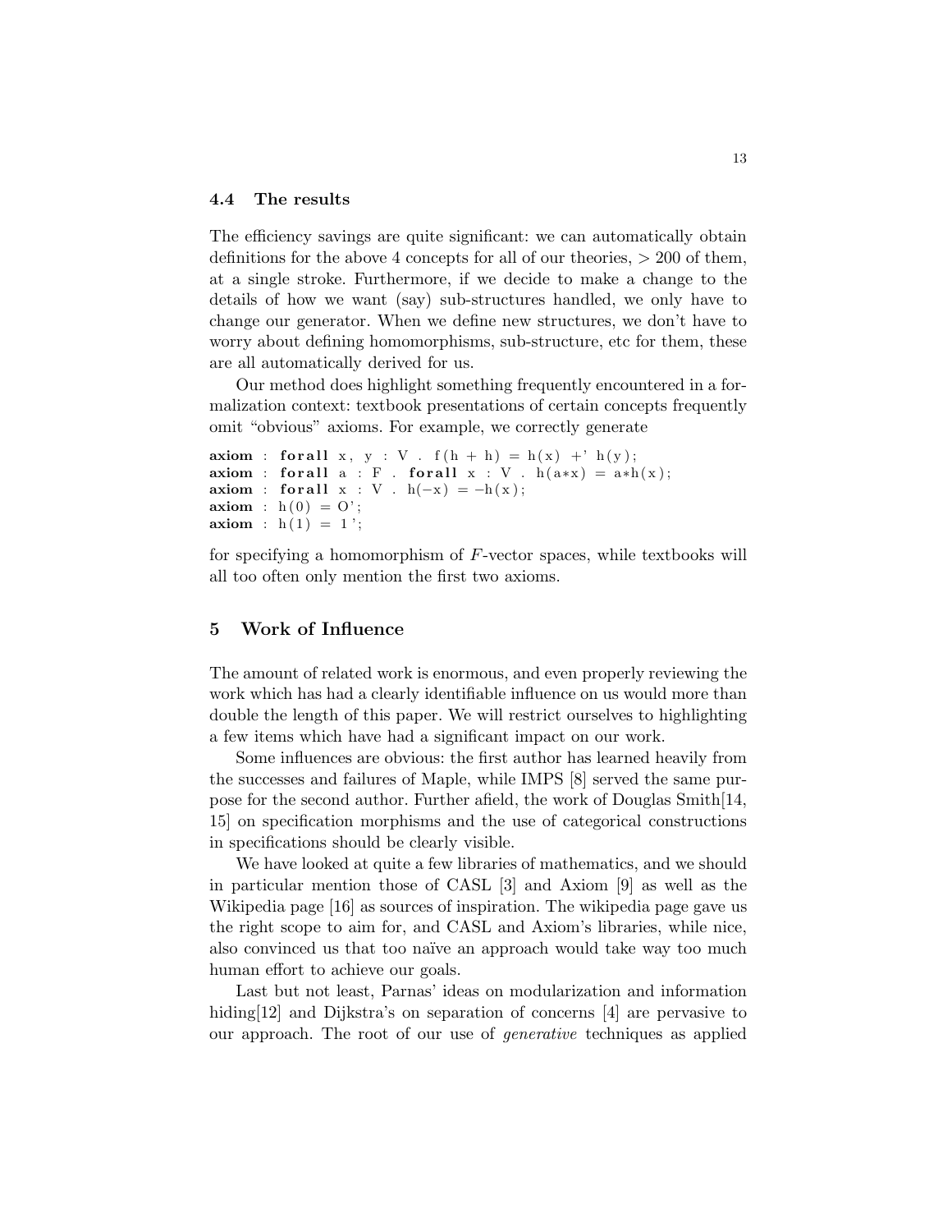### 4.4 The results

The efficiency savings are quite significant: we can automatically obtain definitions for the above 4 concepts for all of our theories, > 200 of them, at a single stroke. Furthermore, if we decide to make a change to the details of how we want (say) sub-structures handled, we only have to change our generator. When we define new structures, we don't have to worry about defining homomorphisms, sub-structure, etc for them, these are all automatically derived for us.

Our method does highlight something frequently encountered in a formalization context: textbook presentations of certain concepts frequently omit "obvious" axioms. For example, we correctly generate

```
axiom : forall x, y : V . f(h + h) = h(x) +' h(y);
axiom : forall a : F . forall x : V . h(a*x) = a*h(x);
axiom : forall x : V . h(-x) = -h(x);
axiom : h(0) = O';
axiom : h(1) = 1';
```

for specifying a homomorphism of $F$-vector spaces, while textbooks will all too often only mention the first two axioms.

## 5 Work of Influence

The amount of related work is enormous, and even properly reviewing the work which has had a clearly identifiable influence on us would more than double the length of this paper. We will restrict ourselves to highlighting a few items which have had a significant impact on our work.

Some influences are obvious: the first author has learned heavily from the successes and failures of Maple, while IMPS [8] served the same purpose for the second author. Further afield, the work of Douglas Smith[14, 15] on specification morphisms and the use of categorical constructions in specifications should be clearly visible.

We have looked at quite a few libraries of mathematics, and we should in particular mention those of CASL [3] and Axiom [9] as well as the Wikipedia page [16] as sources of inspiration. The wikipedia page gave us the right scope to aim for, and CASL and Axiom's libraries, while nice, also convinced us that too naïve an approach would take way too much human effort to achieve our goals.

Last but not least, Parnas' ideas on modularization and information hiding[12] and Dijkstra's on separation of concerns [4] are pervasive to our approach. The root of our use of *generative* techniques as applied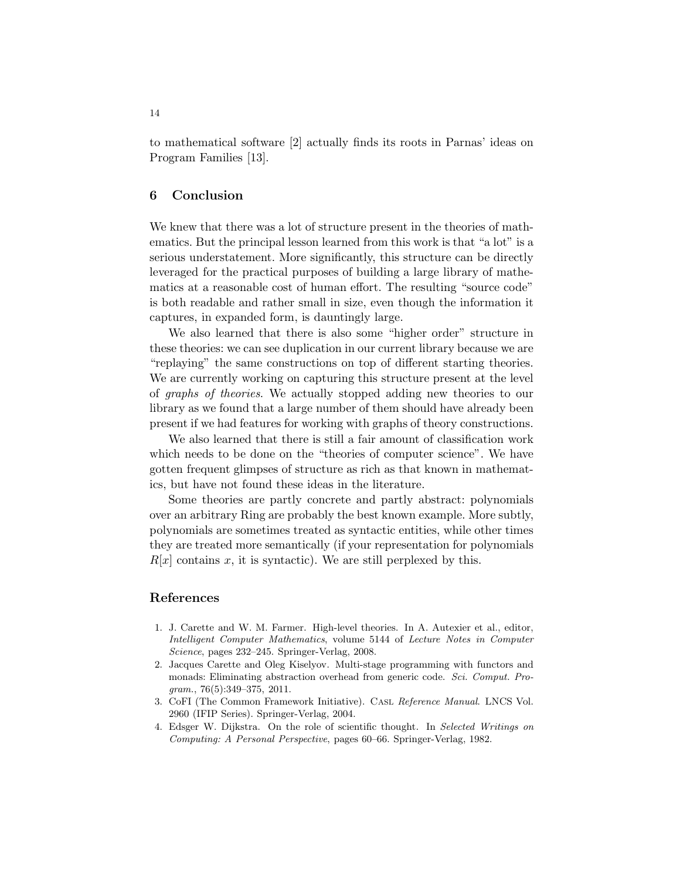to mathematical software [2] actually finds its roots in Parnas' ideas on Program Families [13].

## 6 Conclusion

We knew that there was a lot of structure present in the theories of mathematics. But the principal lesson learned from this work is that "a lot" is a serious understatement. More significantly, this structure can be directly leveraged for the practical purposes of building a large library of mathematics at a reasonable cost of human effort. The resulting "source code" is both readable and rather small in size, even though the information it captures, in expanded form, is dauntingly large.

We also learned that there is also some "higher order" structure in these theories: we can see duplication in our current library because we are "replaying" the same constructions on top of different starting theories. We are currently working on capturing this structure present at the level of *graphs of theories*. We actually stopped adding new theories to our library as we found that a large number of them should have already been present if we had features for working with graphs of theory constructions.

We also learned that there is still a fair amount of classification work which needs to be done on the "theories of computer science". We have gotten frequent glimpses of structure as rich as that known in mathematics, but have not found these ideas in the literature.

Some theories are partly concrete and partly abstract: polynomials over an arbitrary Ring are probably the best known example. More subtly, polynomials are sometimes treated as syntactic entities, while other times they are treated more semantically (if your representation for polynomials $R[x]$ contains $x$, it is syntactic). We are still perplexed by this.

## References

1. J. Carette and W. M. Farmer. High-level theories. In A. Autexier et al., editor, *Intelligent Computer Mathematics*, volume 5144 of *Lecture Notes in Computer Science*, pages 232–245. Springer-Verlag, 2008.
2. Jacques Carette and Oleg Kiselyov. Multi-stage programming with functors and monads: Eliminating abstraction overhead from generic code. *Sci. Comput. Program.*, 76(5):349–375, 2011.
3. CoFI (The Common Framework Initiative). Casl *Reference Manual*. LNCS Vol. 2960 (IFIP Series). Springer-Verlag, 2004.
4. Edsger W. Dijkstra. On the role of scientific thought. In *Selected Writings on Computing: A Personal Perspective*, pages 60–66. Springer-Verlag, 1982.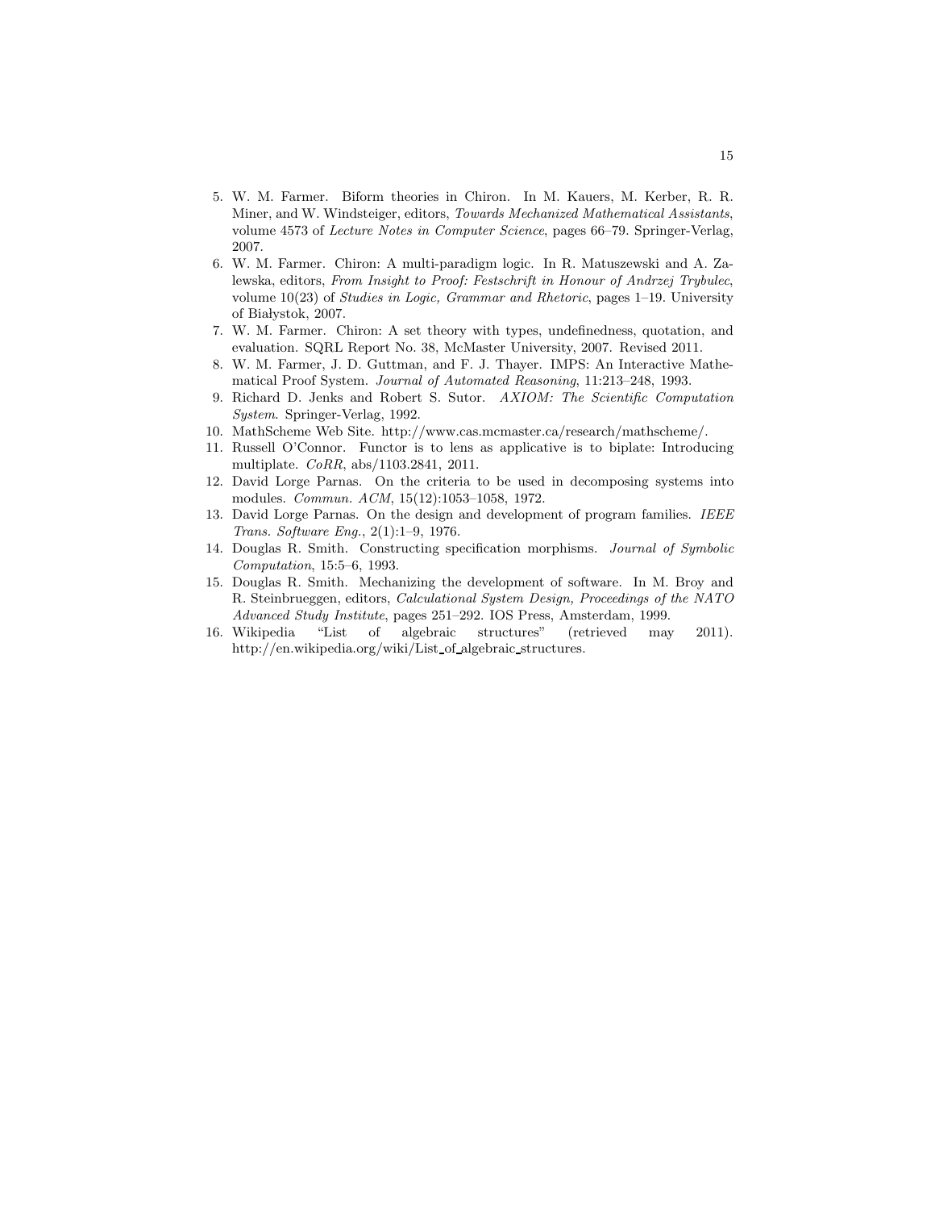5. W. M. Farmer. Biform theories in Chiron. In M. Kauers, M. Kerber, R. R. Miner, and W. Windsteiger, editors, *Towards Mechanized Mathematical Assistants*, volume 4573 of *Lecture Notes in Computer Science*, pages 66–79. Springer-Verlag, 2007.
6. W. M. Farmer. Chiron: A multi-paradigm logic. In R. Matuszewski and A. Zalewska, editors, *From Insight to Proof: Festschrift in Honour of Andrzej Trybulec*, volume 10(23) of *Studies in Logic, Grammar and Rhetoric*, pages 1–19. University of Białystok, 2007.
7. W. M. Farmer. Chiron: A set theory with types, undefinedness, quotation, and evaluation. SQRL Report No. 38, McMaster University, 2007. Revised 2011.
8. W. M. Farmer, J. D. Guttman, and F. J. Thayer. IMPS: An Interactive Mathematical Proof System. *Journal of Automated Reasoning*, 11:213–248, 1993.
9. Richard D. Jenks and Robert S. Sutor. *AXIOM: The Scientific Computation System*. Springer-Verlag, 1992.
10. MathScheme Web Site. http://www.cas.mcmaster.ca/research/mathscheme/.
11. Russell O'Connor. Functor is to lens as applicative is to biplate: Introducing multiplate. *CoRR*, abs/1103.2841, 2011.
12. David Lorge Parnas. On the criteria to be used in decomposing systems into modules. *Commun. ACM*, 15(12):1053–1058, 1972.
13. David Lorge Parnas. On the design and development of program families. *IEEE Trans. Software Eng.*, 2(1):1–9, 1976.
14. Douglas R. Smith. Constructing specification morphisms. *Journal of Symbolic Computation*, 15:5–6, 1993.
15. Douglas R. Smith. Mechanizing the development of software. In M. Broy and R. Steinbrueggen, editors, *Calculational System Design, Proceedings of the NATO Advanced Study Institute*, pages 251–292. IOS Press, Amsterdam, 1999.
16. Wikipedia "List of algebraic structures" (retrieved may 2011). http://en.wikipedia.org/wiki/List_of_algebraic_structures.